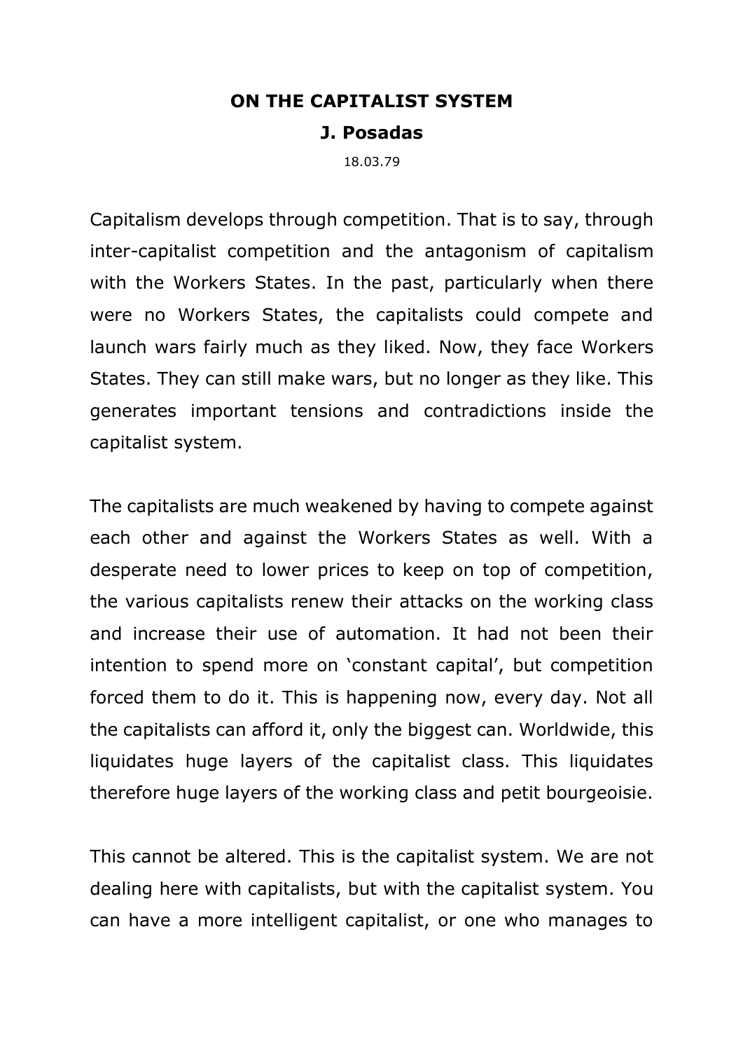# ON THE CAPITALIST SYSTEM

**J. Posadas**

18.03.79

Capitalism develops through competition. That is to say, through inter-capitalist competition and the antagonism of capitalism with the Workers States. In the past, particularly when there were no Workers States, the capitalists could compete and launch wars fairly much as they liked. Now, they face Workers States. They can still make wars, but no longer as they like. This generates important tensions and contradictions inside the capitalist system.

The capitalists are much weakened by having to compete against each other and against the Workers States as well. With a desperate need to lower prices to keep on top of competition, the various capitalists renew their attacks on the working class and increase their use of automation. It had not been their intention to spend more on 'constant capital', but competition forced them to do it. This is happening now, every day. Not all the capitalists can afford it, only the biggest can. Worldwide, this liquidates huge layers of the capitalist class. This liquidates therefore huge layers of the working class and petit bourgeoisie.

This cannot be altered. This is the capitalist system. We are not dealing here with capitalists, but with the capitalist system. You can have a more intelligent capitalist, or one who manages to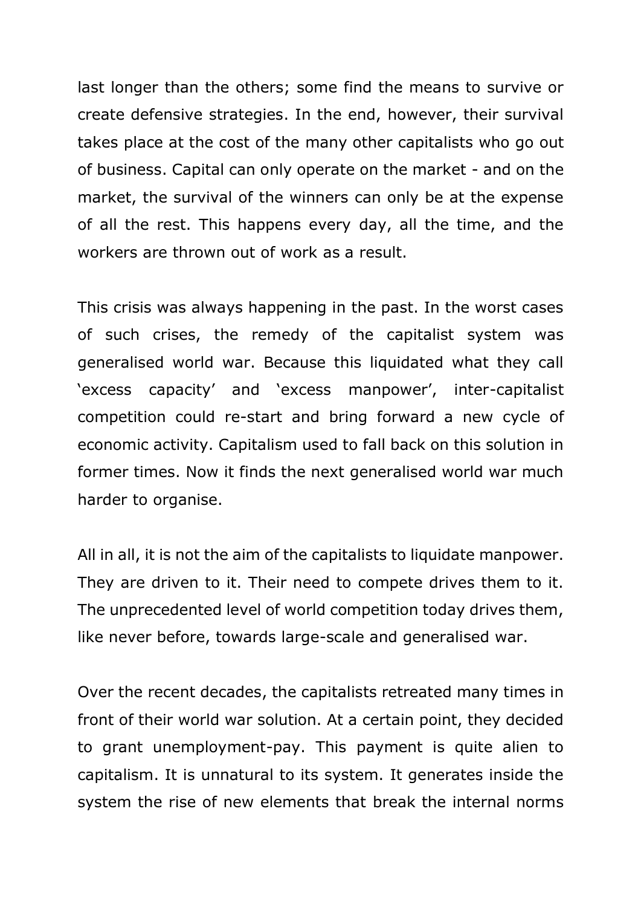last longer than the others; some find the means to survive or create defensive strategies. In the end, however, their survival takes place at the cost of the many other capitalists who go out of business. Capital can only operate on the market - and on the market, the survival of the winners can only be at the expense of all the rest. This happens every day, all the time, and the workers are thrown out of work as a result.

This crisis was always happening in the past. In the worst cases of such crises, the remedy of the capitalist system was generalised world war. Because this liquidated what they call 'excess capacity' and 'excess manpower', inter-capitalist competition could re-start and bring forward a new cycle of economic activity. Capitalism used to fall back on this solution in former times. Now it finds the next generalised world war much harder to organise.

All in all, it is not the aim of the capitalists to liquidate manpower. They are driven to it. Their need to compete drives them to it. The unprecedented level of world competition today drives them, like never before, towards large-scale and generalised war.

Over the recent decades, the capitalists retreated many times in front of their world war solution. At a certain point, they decided to grant unemployment-pay. This payment is quite alien to capitalism. It is unnatural to its system. It generates inside the system the rise of new elements that break the internal norms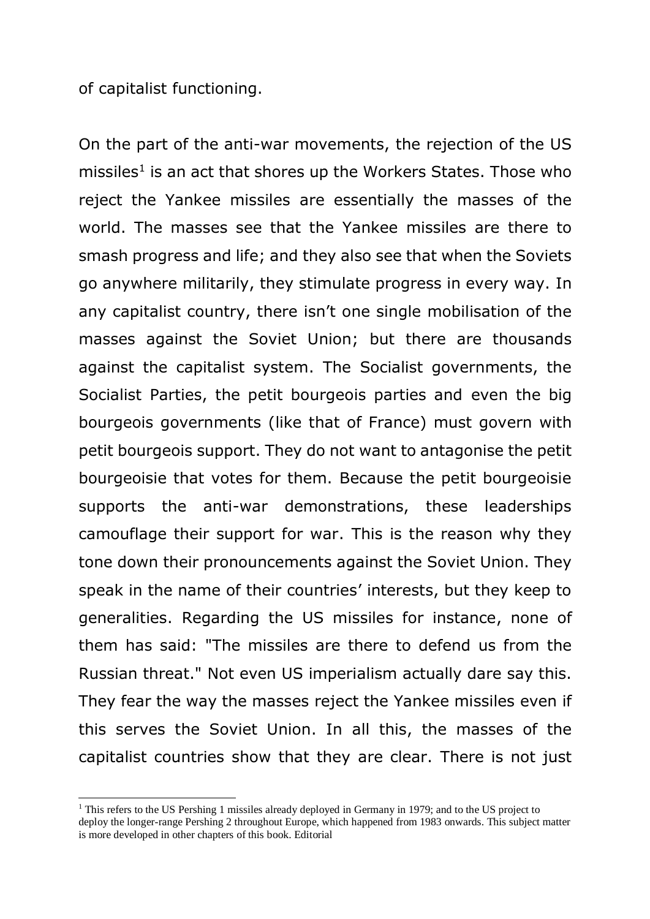of capitalist functioning.

On the part of the anti-war movements, the rejection of the US missiles[1] is an act that shores up the Workers States. Those who reject the Yankee missiles are essentially the masses of the world. The masses see that the Yankee missiles are there to smash progress and life; and they also see that when the Soviets go anywhere militarily, they stimulate progress in every way. In any capitalist country, there isn't one single mobilisation of the masses against the Soviet Union; but there are thousands against the capitalist system. The Socialist governments, the Socialist Parties, the petit bourgeois parties and even the big bourgeois governments (like that of France) must govern with petit bourgeois support. They do not want to antagonise the petit bourgeoisie that votes for them. Because the petit bourgeoisie supports the anti-war demonstrations, these leaderships camouflage their support for war. This is the reason why they tone down their pronouncements against the Soviet Union. They speak in the name of their countries' interests, but they keep to generalities. Regarding the US missiles for instance, none of them has said: "The missiles are there to defend us from the Russian threat." Not even US imperialism actually dare say this. They fear the way the masses reject the Yankee missiles even if this serves the Soviet Union. In all this, the masses of the capitalist countries show that they are clear. There is not just

[1] This refers to the US Pershing 1 missiles already deployed in Germany in 1979; and to the US project to deploy the longer-range Pershing 2 throughout Europe, which happened from 1983 onwards. This subject matter is more developed in other chapters of this book. Editorial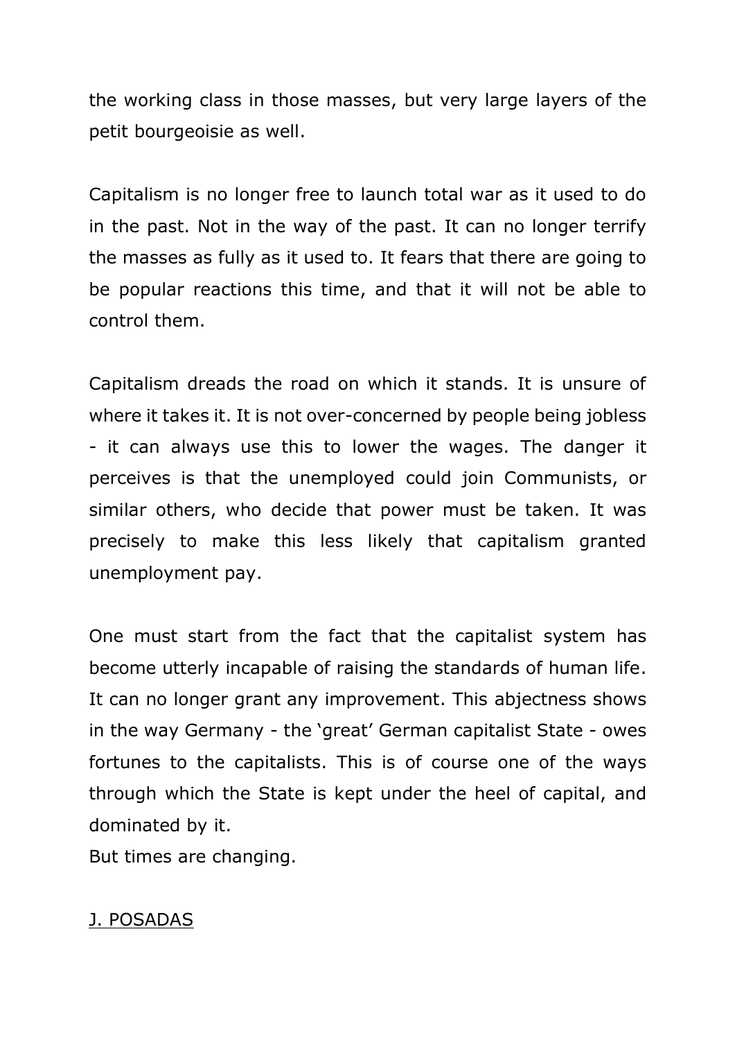the working class in those masses, but very large layers of the petit bourgeoisie as well.

Capitalism is no longer free to launch total war as it used to do in the past. Not in the way of the past. It can no longer terrify the masses as fully as it used to. It fears that there are going to be popular reactions this time, and that it will not be able to control them.

Capitalism dreads the road on which it stands. It is unsure of where it takes it. It is not over-concerned by people being jobless - it can always use this to lower the wages. The danger it perceives is that the unemployed could join Communists, or similar others, who decide that power must be taken. It was precisely to make this less likely that capitalism granted unemployment pay.

One must start from the fact that the capitalist system has become utterly incapable of raising the standards of human life. It can no longer grant any improvement. This abjectness shows in the way Germany - the 'great' German capitalist State - owes fortunes to the capitalists. This is of course one of the ways through which the State is kept under the heel of capital, and dominated by it.
But times are changing.

<u>J. POSADAS</u>